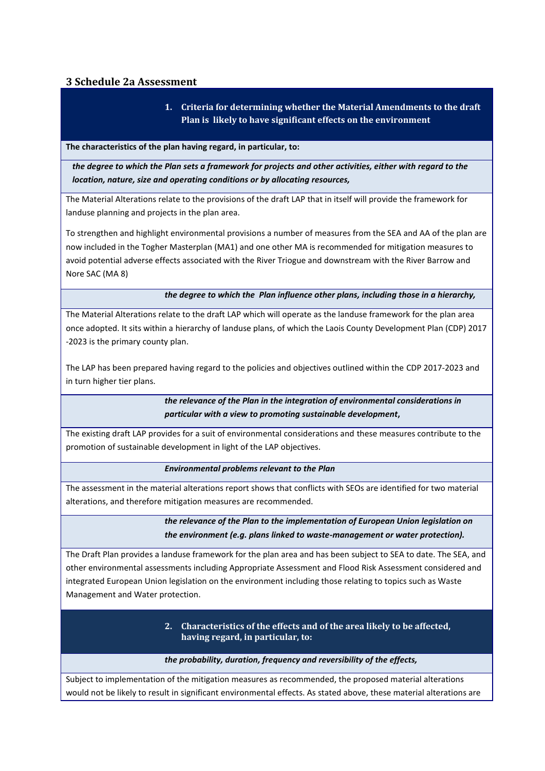## 3 Schedule 2a Assessment

| **1. Criteria for determining whether the Material Amendments to the draft Plan is likely to have significant effects on the environment** |
|---|
| **The characteristics of the plan having regard, in particular, to:** |
| ***the degree to which the Plan sets a framework for projects and other activities, either with regard to the location, nature, size and operating conditions or by allocating resources,*** |
| The Material Alterations relate to the provisions of the draft LAP that in itself will provide the framework for landuse planning and projects in the plan area.<br><br>To strengthen and highlight environmental provisions a number of measures from the SEA and AA of the plan are now included in the Togher Masterplan (MA1) and one other MA is recommended for mitigation measures to avoid potential adverse effects associated with the River Triogue and downstream with the River Barrow and Nore SAC (MA 8) |
| ***the degree to which the Plan influence other plans, including those in a hierarchy,*** |
| The Material Alterations relate to the draft LAP which will operate as the landuse framework for the plan area once adopted. It sits within a hierarchy of landuse plans, of which the Laois County Development Plan (CDP) 2017 -2023 is the primary county plan.<br><br>The LAP has been prepared having regard to the policies and objectives outlined within the CDP 2017-2023 and in turn higher tier plans. |
| ***the relevance of the Plan in the integration of environmental considerations in particular with a view to promoting sustainable development,*** |
| The existing draft LAP provides for a suit of environmental considerations and these measures contribute to the promotion of sustainable development in light of the LAP objectives. |
| ***Environmental problems relevant to the Plan*** |
| The assessment in the material alterations report shows that conflicts with SEOs are identified for two material alterations, and therefore mitigation measures are recommended. |
| ***the relevance of the Plan to the implementation of European Union legislation on the environment (e.g. plans linked to waste-management or water protection).*** |
| The Draft Plan provides a landuse framework for the plan area and has been subject to SEA to date. The SEA, and other environmental assessments including Appropriate Assessment and Flood Risk Assessment considered and integrated European Union legislation on the environment including those relating to topics such as Waste Management and Water protection. |
| **2. Characteristics of the effects and of the area likely to be affected, having regard, in particular, to:** |
| ***the probability, duration, frequency and reversibility of the effects,*** |
| Subject to implementation of the mitigation measures as recommended, the proposed material alterations would not be likely to result in significant environmental effects. As stated above, these material alterations are |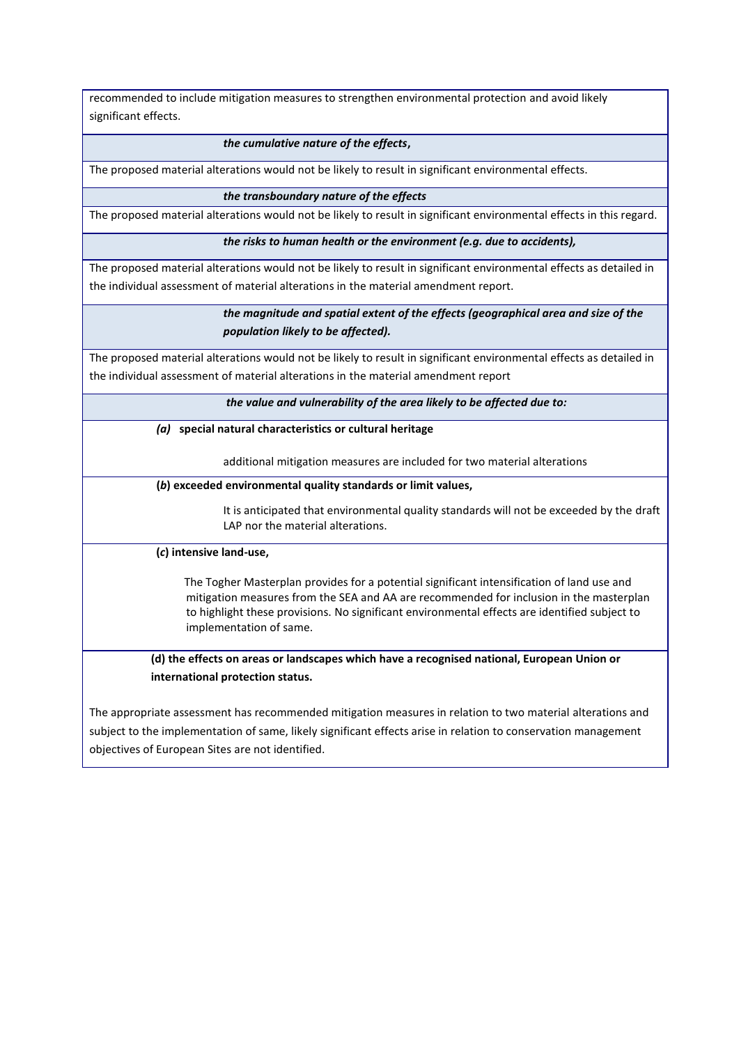recommended to include mitigation measures to strengthen environmental protection and avoid likely significant effects.

***the cumulative nature of the effects*,**

The proposed material alterations would not be likely to result in significant environmental effects.

***the transboundary nature of the effects***

The proposed material alterations would not be likely to result in significant environmental effects in this regard.

***the risks to human health or the environment (e.g. due to accidents),***

The proposed material alterations would not be likely to result in significant environmental effects as detailed in the individual assessment of material alterations in the material amendment report.

***the magnitude and spatial extent of the effects (geographical area and size of the population likely to be affected).***

The proposed material alterations would not be likely to result in significant environmental effects as detailed in the individual assessment of material alterations in the material amendment report

***the value and vulnerability of the area likely to be affected due to:***

***(a)* special natural characteristics or cultural heritage**

additional mitigation measures are included for two material alterations

**(*b*) exceeded environmental quality standards or limit values,**

It is anticipated that environmental quality standards will not be exceeded by the draft LAP nor the material alterations.

**(*c*) intensive land-use,**

The Togher Masterplan provides for a potential significant intensification of land use and mitigation measures from the SEA and AA are recommended for inclusion in the masterplan to highlight these provisions. No significant environmental effects are identified subject to implementation of same.

**(d) the effects on areas or landscapes which have a recognised national, European Union or international protection status.**

The appropriate assessment has recommended mitigation measures in relation to two material alterations and subject to the implementation of same, likely significant effects arise in relation to conservation management objectives of European Sites are not identified.